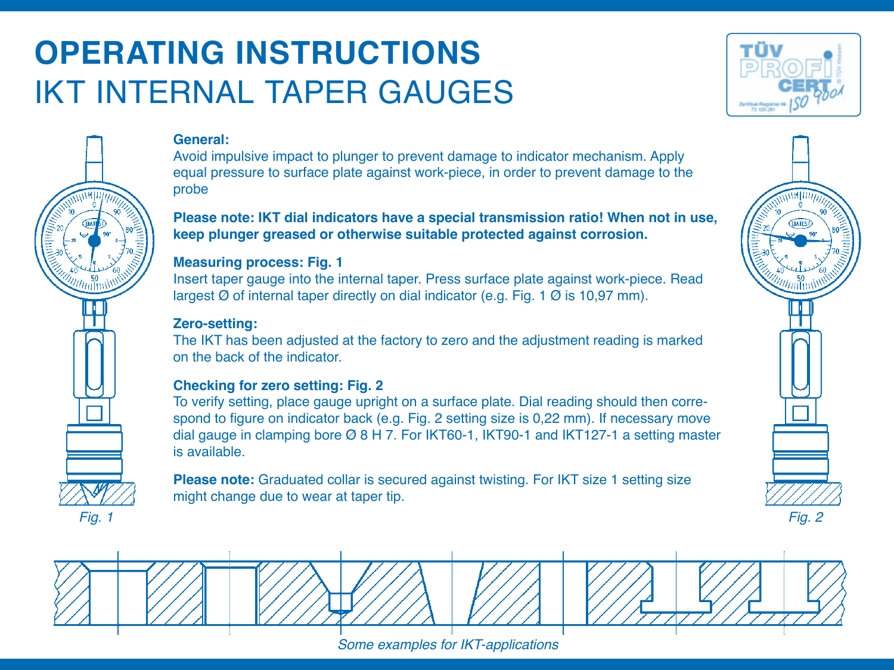# OPERATING INSTRUCTIONS
## IKT INTERNAL TAPER GAUGES

**General:**
Avoid impulsive impact to plunger to prevent damage to indicator mechanism. Apply equal pressure to surface plate against work-piece, in order to prevent damage to the probe

**Please note: IKT dial indicators have a special transmission ratio! When not in use, keep plunger greased or otherwise suitable protected against corrosion.**

**Measuring process: Fig. 1**
Insert taper gauge into the internal taper. Press surface plate against work-piece. Read largest Ø of internal taper directly on dial indicator (e.g. Fig. 1 Ø is 10,97 mm).

**Zero-setting:**
The IKT has been adjusted at the factory to zero and the adjustment reading is marked on the back of the indicator.

**Checking for zero setting: Fig. 2**
To verify setting, place gauge upright on a surface plate. Dial reading should then correspond to figure on indicator back (e.g. Fig. 2 setting size is 0,22 mm). If necessary move dial gauge in clamping bore Ø 8 H 7. For IKT60-1, IKT90-1 and IKT127-1 a setting master is available.

**Please note:** Graduated collar is secured against twisting. For IKT size 1 setting size might change due to wear at taper tip.

*Fig. 1*

*Fig. 2*

*Some examples for IKT-applications*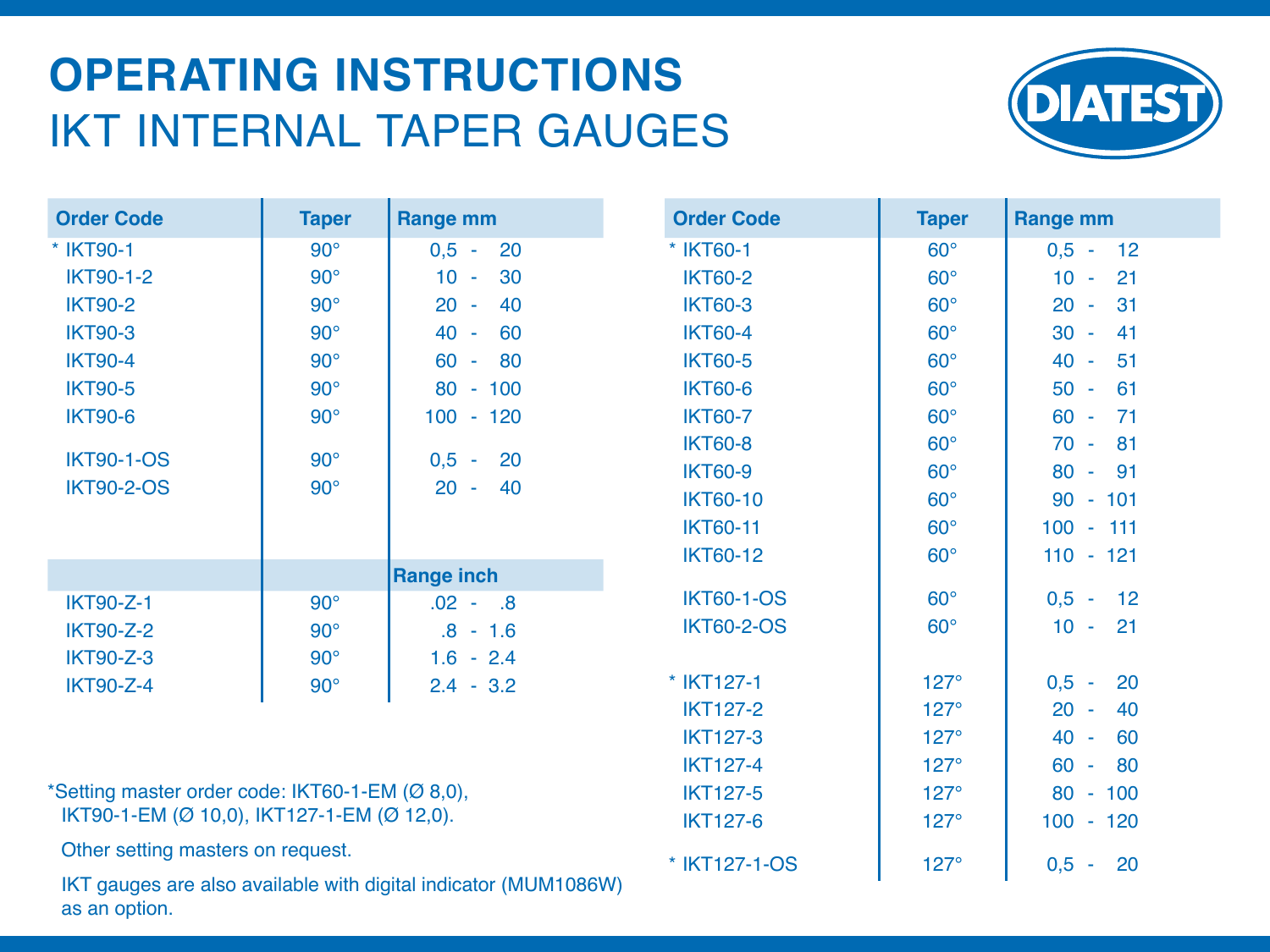# OPERATING INSTRUCTIONS

## IKT INTERNAL TAPER GAUGES

DIATEST

| Order Code | Taper | Range mm |
|---|---|---|
| * IKT90-1 | 90° | 0,5 - 20 |
| IKT90-1-2 | 90° | 10 - 30 |
| IKT90-2 | 90° | 20 - 40 |
| IKT90-3 | 90° | 40 - 60 |
| IKT90-4 | 90° | 60 - 80 |
| IKT90-5 | 90° | 80 - 100 |
| IKT90-6 | 90° | 100 - 120 |
| IKT90-1-OS | 90° | 0,5 - 20 |
| IKT90-2-OS | 90° | 20 - 40 |
| | | **Range inch** |
| IKT90-Z-1 | 90° | .02 - .8 |
| IKT90-Z-2 | 90° | .8 - 1.6 |
| IKT90-Z-3 | 90° | 1.6 - 2.4 |
| IKT90-Z-4 | 90° | 2.4 - 3.2 |

| Order Code | Taper | Range mm |
|---|---|---|
| * IKT60-1 | 60° | 0,5 - 12 |
| IKT60-2 | 60° | 10 - 21 |
| IKT60-3 | 60° | 20 - 31 |
| IKT60-4 | 60° | 30 - 41 |
| IKT60-5 | 60° | 40 - 51 |
| IKT60-6 | 60° | 50 - 61 |
| IKT60-7 | 60° | 60 - 71 |
| IKT60-8 | 60° | 70 - 81 |
| IKT60-9 | 60° | 80 - 91 |
| IKT60-10 | 60° | 90 - 101 |
| IKT60-11 | 60° | 100 - 111 |
| IKT60-12 | 60° | 110 - 121 |
| IKT60-1-OS | 60° | 0,5 - 12 |
| IKT60-2-OS | 60° | 10 - 21 |
| * IKT127-1 | 127° | 0,5 - 20 |
| IKT127-2 | 127° | 20 - 40 |
| IKT127-3 | 127° | 40 - 60 |
| IKT127-4 | 127° | 60 - 80 |
| IKT127-5 | 127° | 80 - 100 |
| IKT127-6 | 127° | 100 - 120 |
| * IKT127-1-OS | 127° | 0,5 - 20 |

*Setting master order code: IKT60-1-EM (Ø 8,0), IKT90-1-EM (Ø 10,0), IKT127-1-EM (Ø 12,0).

Other setting masters on request.

IKT gauges are also available with digital indicator (MUM1086W) as an option.